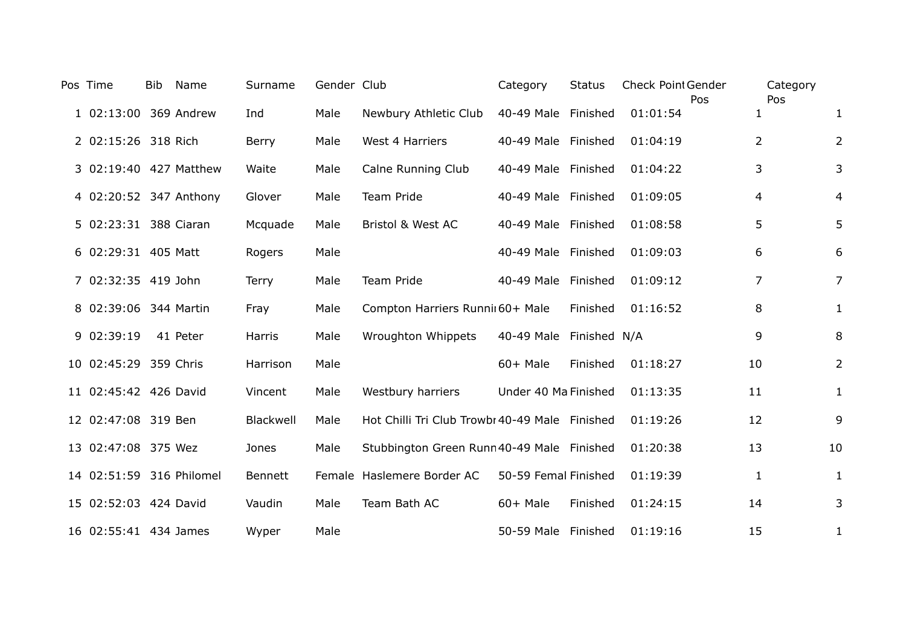| Pos | Time | Bib | Name | Surname | Gender | Club | Category | Status | Check Point | Gender Pos | Category Pos |
|---|---|---|---|---|---|---|---|---|---|---|---|
| 1 | 02:13:00 | 369 | Andrew | Ind | Male | Newbury Athletic Club | 40-49 Male | Finished | 01:01:54 | 1 | 1 |
| 2 | 02:15:26 | 318 | Rich | Berry | Male | West 4 Harriers | 40-49 Male | Finished | 01:04:19 | 2 | 2 |
| 3 | 02:19:40 | 427 | Matthew | Waite | Male | Calne Running Club | 40-49 Male | Finished | 01:04:22 | 3 | 3 |
| 4 | 02:20:52 | 347 | Anthony | Glover | Male | Team Pride | 40-49 Male | Finished | 01:09:05 | 4 | 4 |
| 5 | 02:23:31 | 388 | Ciaran | Mcquade | Male | Bristol & West AC | 40-49 Male | Finished | 01:08:58 | 5 | 5 |
| 6 | 02:29:31 | 405 | Matt | Rogers | Male | | 40-49 Male | Finished | 01:09:03 | 6 | 6 |
| 7 | 02:32:35 | 419 | John | Terry | Male | Team Pride | 40-49 Male | Finished | 01:09:12 | 7 | 7 |
| 8 | 02:39:06 | 344 | Martin | Fray | Male | Compton Harriers Runni | 60+ Male | Finished | 01:16:52 | 8 | 1 |
| 9 | 02:39:19 | 41 | Peter | Harris | Male | Wroughton Whippets | 40-49 Male | Finished | N/A | 9 | 8 |
| 10 | 02:45:29 | 359 | Chris | Harrison | Male | | 60+ Male | Finished | 01:18:27 | 10 | 2 |
| 11 | 02:45:42 | 426 | David | Vincent | Male | Westbury harriers | Under 40 Ma | Finished | 01:13:35 | 11 | 1 |
| 12 | 02:47:08 | 319 | Ben | Blackwell | Male | Hot Chilli Tri Club Trowbr | 40-49 Male | Finished | 01:19:26 | 12 | 9 |
| 13 | 02:47:08 | 375 | Wez | Jones | Male | Stubbington Green Runn | 40-49 Male | Finished | 01:20:38 | 13 | 10 |
| 14 | 02:51:59 | 316 | Philomel | Bennett | Female | Haslemere Border AC | 50-59 Femal | Finished | 01:19:39 | 1 | 1 |
| 15 | 02:52:03 | 424 | David | Vaudin | Male | Team Bath AC | 60+ Male | Finished | 01:24:15 | 14 | 3 |
| 16 | 02:55:41 | 434 | James | Wyper | Male | | 50-59 Male | Finished | 01:19:16 | 15 | 1 |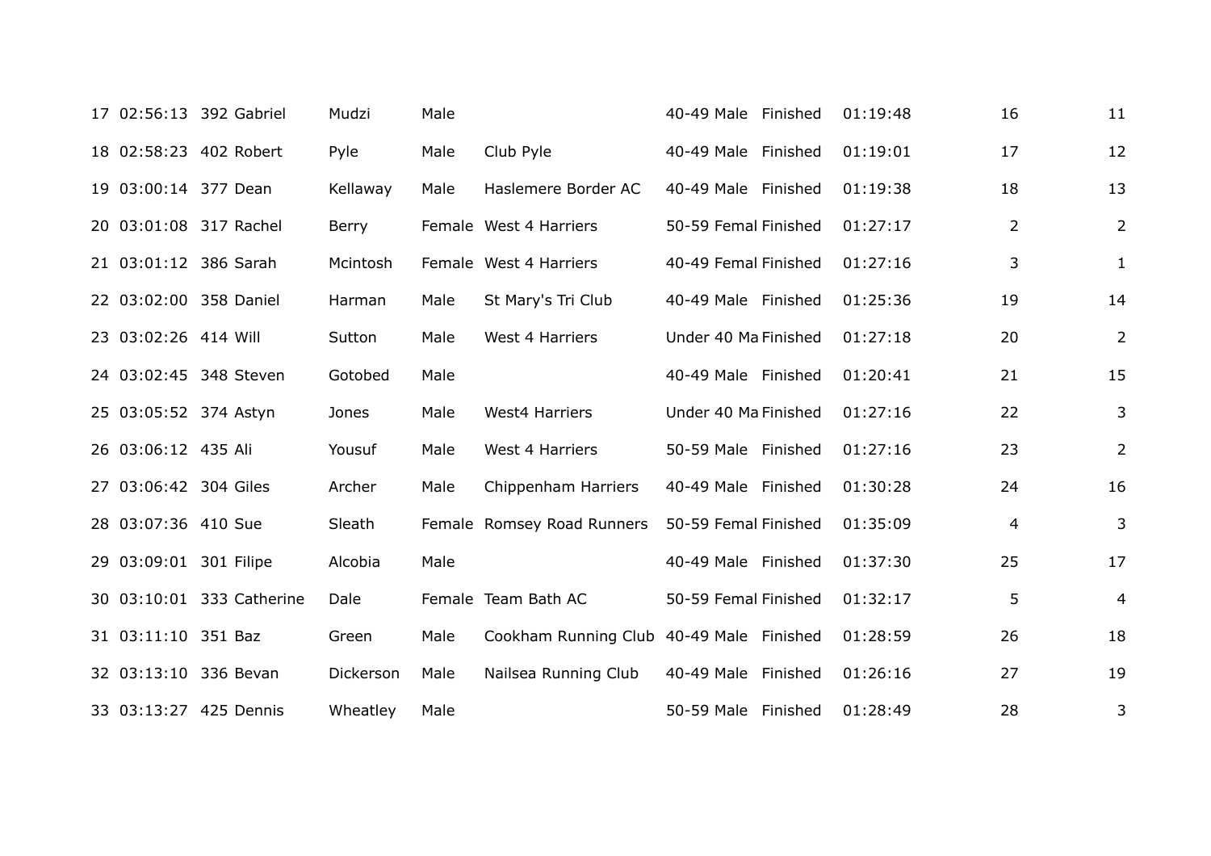| | | | | | | | | | | | |
|---|---|---|---|---|---|---|---|---|---|---|---|
| 17 | 02:56:13 | 392 | Gabriel | Mudzi | Male | | 40-49 Male | Finished | 01:19:48 | 16 | 11 |
| 18 | 02:58:23 | 402 | Robert | Pyle | Male | Club Pyle | 40-49 Male | Finished | 01:19:01 | 17 | 12 |
| 19 | 03:00:14 | 377 | Dean | Kellaway | Male | Haslemere Border AC | 40-49 Male | Finished | 01:19:38 | 18 | 13 |
| 20 | 03:01:08 | 317 | Rachel | Berry | Female | West 4 Harriers | 50-59 Femal | Finished | 01:27:17 | 2 | 2 |
| 21 | 03:01:12 | 386 | Sarah | Mcintosh | Female | West 4 Harriers | 40-49 Femal | Finished | 01:27:16 | 3 | 1 |
| 22 | 03:02:00 | 358 | Daniel | Harman | Male | St Mary's Tri Club | 40-49 Male | Finished | 01:25:36 | 19 | 14 |
| 23 | 03:02:26 | 414 | Will | Sutton | Male | West 4 Harriers | Under 40 Ma | Finished | 01:27:18 | 20 | 2 |
| 24 | 03:02:45 | 348 | Steven | Gotobed | Male | | 40-49 Male | Finished | 01:20:41 | 21 | 15 |
| 25 | 03:05:52 | 374 | Astyn | Jones | Male | West4 Harriers | Under 40 Ma | Finished | 01:27:16 | 22 | 3 |
| 26 | 03:06:12 | 435 | Ali | Yousuf | Male | West 4 Harriers | 50-59 Male | Finished | 01:27:16 | 23 | 2 |
| 27 | 03:06:42 | 304 | Giles | Archer | Male | Chippenham Harriers | 40-49 Male | Finished | 01:30:28 | 24 | 16 |
| 28 | 03:07:36 | 410 | Sue | Sleath | Female | Romsey Road Runners | 50-59 Femal | Finished | 01:35:09 | 4 | 3 |
| 29 | 03:09:01 | 301 | Filipe | Alcobia | Male | | 40-49 Male | Finished | 01:37:30 | 25 | 17 |
| 30 | 03:10:01 | 333 | Catherine | Dale | Female | Team Bath AC | 50-59 Femal | Finished | 01:32:17 | 5 | 4 |
| 31 | 03:11:10 | 351 | Baz | Green | Male | Cookham Running Club | 40-49 Male | Finished | 01:28:59 | 26 | 18 |
| 32 | 03:13:10 | 336 | Bevan | Dickerson | Male | Nailsea Running Club | 40-49 Male | Finished | 01:26:16 | 27 | 19 |
| 33 | 03:13:27 | 425 | Dennis | Wheatley | Male | | 50-59 Male | Finished | 01:28:49 | 28 | 3 |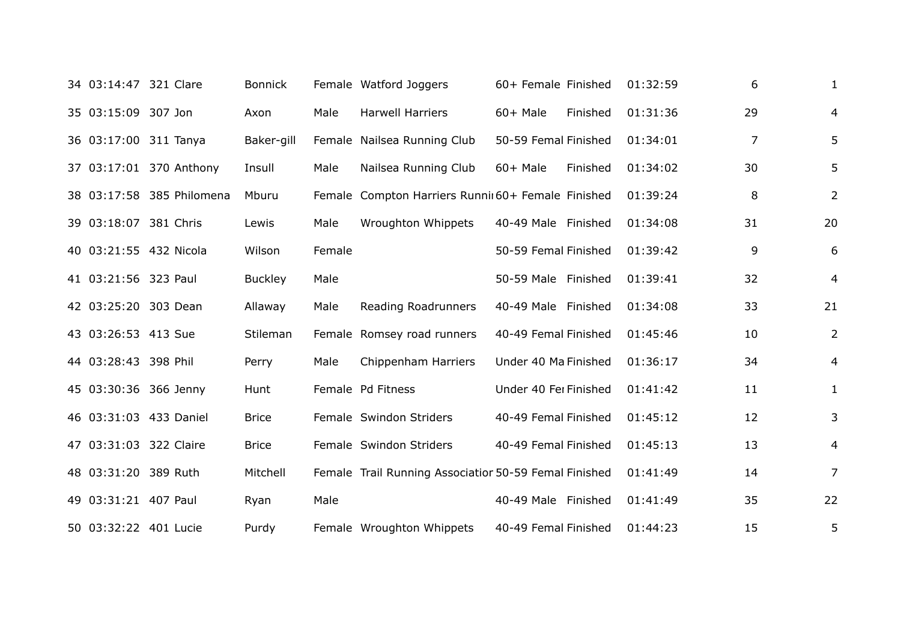| | | | | | | | | | | | |
|---|---|---|---|---|---|---|---|---|---|---|---|
| 34 | 03:14:47 | 321 | Clare | Bonnick | Female | Watford Joggers | 60+ Female | Finished | 01:32:59 | 6 | 1 |
| 35 | 03:15:09 | 307 | Jon | Axon | Male | Harwell Harriers | 60+ Male | Finished | 01:31:36 | 29 | 4 |
| 36 | 03:17:00 | 311 | Tanya | Baker-gill | Female | Nailsea Running Club | 50-59 Femal | Finished | 01:34:01 | 7 | 5 |
| 37 | 03:17:01 | 370 | Anthony | Insull | Male | Nailsea Running Club | 60+ Male | Finished | 01:34:02 | 30 | 5 |
| 38 | 03:17:58 | 385 | Philomena | Mburu | Female | Compton Harriers Runni | 60+ Female | Finished | 01:39:24 | 8 | 2 |
| 39 | 03:18:07 | 381 | Chris | Lewis | Male | Wroughton Whippets | 40-49 Male | Finished | 01:34:08 | 31 | 20 |
| 40 | 03:21:55 | 432 | Nicola | Wilson | Female | | 50-59 Femal | Finished | 01:39:42 | 9 | 6 |
| 41 | 03:21:56 | 323 | Paul | Buckley | Male | | 50-59 Male | Finished | 01:39:41 | 32 | 4 |
| 42 | 03:25:20 | 303 | Dean | Allaway | Male | Reading Roadrunners | 40-49 Male | Finished | 01:34:08 | 33 | 21 |
| 43 | 03:26:53 | 413 | Sue | Stileman | Female | Romsey road runners | 40-49 Femal | Finished | 01:45:46 | 10 | 2 |
| 44 | 03:28:43 | 398 | Phil | Perry | Male | Chippenham Harriers | Under 40 Ma | Finished | 01:36:17 | 34 | 4 |
| 45 | 03:30:36 | 366 | Jenny | Hunt | Female | Pd Fitness | Under 40 Fe | Finished | 01:41:42 | 11 | 1 |
| 46 | 03:31:03 | 433 | Daniel | Brice | Female | Swindon Striders | 40-49 Femal | Finished | 01:45:12 | 12 | 3 |
| 47 | 03:31:03 | 322 | Claire | Brice | Female | Swindon Striders | 40-49 Femal | Finished | 01:45:13 | 13 | 4 |
| 48 | 03:31:20 | 389 | Ruth | Mitchell | Female | Trail Running Associatior | 50-59 Femal | Finished | 01:41:49 | 14 | 7 |
| 49 | 03:31:21 | 407 | Paul | Ryan | Male | | 40-49 Male | Finished | 01:41:49 | 35 | 22 |
| 50 | 03:32:22 | 401 | Lucie | Purdy | Female | Wroughton Whippets | 40-49 Femal | Finished | 01:44:23 | 15 | 5 |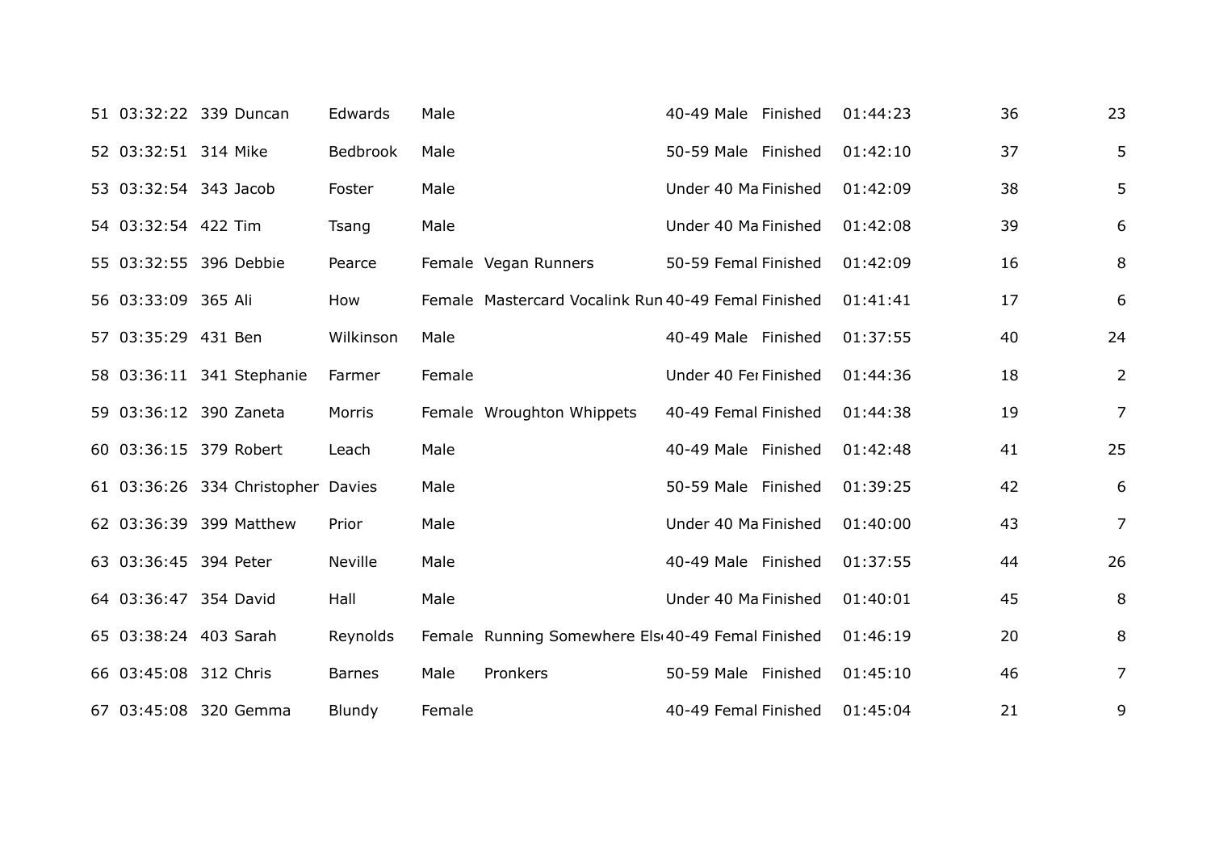| | | | | | | | | | | | |
|---|---|---|---|---|---|---|---|---|---|---|---|
| 51 | 03:32:22 | 339 | Duncan | Edwards | Male | | 40-49 Male | Finished | 01:44:23 | 36 | 23 |
| 52 | 03:32:51 | 314 | Mike | Bedbrook | Male | | 50-59 Male | Finished | 01:42:10 | 37 | 5 |
| 53 | 03:32:54 | 343 | Jacob | Foster | Male | | Under 40 Ma | Finished | 01:42:09 | 38 | 5 |
| 54 | 03:32:54 | 422 | Tim | Tsang | Male | | Under 40 Ma | Finished | 01:42:08 | 39 | 6 |
| 55 | 03:32:55 | 396 | Debbie | Pearce | Female | Vegan Runners | 50-59 Femal | Finished | 01:42:09 | 16 | 8 |
| 56 | 03:33:09 | 365 | Ali | How | Female | Mastercard Vocalink Run | 40-49 Femal | Finished | 01:41:41 | 17 | 6 |
| 57 | 03:35:29 | 431 | Ben | Wilkinson | Male | | 40-49 Male | Finished | 01:37:55 | 40 | 24 |
| 58 | 03:36:11 | 341 | Stephanie | Farmer | Female | | Under 40 Fer | Finished | 01:44:36 | 18 | 2 |
| 59 | 03:36:12 | 390 | Zaneta | Morris | Female | Wroughton Whippets | 40-49 Femal | Finished | 01:44:38 | 19 | 7 |
| 60 | 03:36:15 | 379 | Robert | Leach | Male | | 40-49 Male | Finished | 01:42:48 | 41 | 25 |
| 61 | 03:36:26 | 334 | Christopher | Davies | Male | | 50-59 Male | Finished | 01:39:25 | 42 | 6 |
| 62 | 03:36:39 | 399 | Matthew | Prior | Male | | Under 40 Ma | Finished | 01:40:00 | 43 | 7 |
| 63 | 03:36:45 | 394 | Peter | Neville | Male | | 40-49 Male | Finished | 01:37:55 | 44 | 26 |
| 64 | 03:36:47 | 354 | David | Hall | Male | | Under 40 Ma | Finished | 01:40:01 | 45 | 8 |
| 65 | 03:38:24 | 403 | Sarah | Reynolds | Female | Running Somewhere Els | 40-49 Femal | Finished | 01:46:19 | 20 | 8 |
| 66 | 03:45:08 | 312 | Chris | Barnes | Male | Pronkers | 50-59 Male | Finished | 01:45:10 | 46 | 7 |
| 67 | 03:45:08 | 320 | Gemma | Blundy | Female | | 40-49 Femal | Finished | 01:45:04 | 21 | 9 |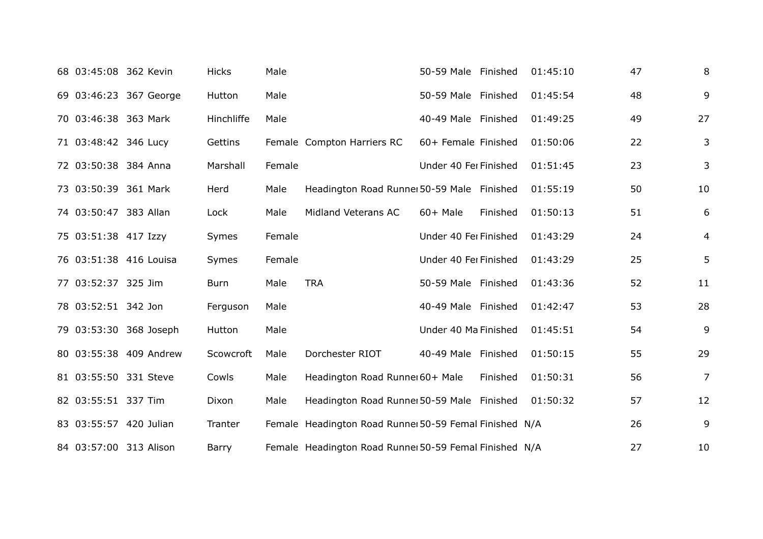| | | | | | | | | | | | |
|---|---|---|---|---|---|---|---|---|---|---|---|
| 68 | 03:45:08 | 362 | Kevin | Hicks | Male | | 50-59 Male | Finished | 01:45:10 | 47 | 8 |
| 69 | 03:46:23 | 367 | George | Hutton | Male | | 50-59 Male | Finished | 01:45:54 | 48 | 9 |
| 70 | 03:46:38 | 363 | Mark | Hinchliffe | Male | | 40-49 Male | Finished | 01:49:25 | 49 | 27 |
| 71 | 03:48:42 | 346 | Lucy | Gettins | Female | Compton Harriers RC | 60+ Female | Finished | 01:50:06 | 22 | 3 |
| 72 | 03:50:38 | 384 | Anna | Marshall | Female | | Under 40 Fer | Finished | 01:51:45 | 23 | 3 |
| 73 | 03:50:39 | 361 | Mark | Herd | Male | Headington Road Runne | 50-59 Male | Finished | 01:55:19 | 50 | 10 |
| 74 | 03:50:47 | 383 | Allan | Lock | Male | Midland Veterans AC | 60+ Male | Finished | 01:50:13 | 51 | 6 |
| 75 | 03:51:38 | 417 | Izzy | Symes | Female | | Under 40 Fer | Finished | 01:43:29 | 24 | 4 |
| 76 | 03:51:38 | 416 | Louisa | Symes | Female | | Under 40 Fer | Finished | 01:43:29 | 25 | 5 |
| 77 | 03:52:37 | 325 | Jim | Burn | Male | TRA | 50-59 Male | Finished | 01:43:36 | 52 | 11 |
| 78 | 03:52:51 | 342 | Jon | Ferguson | Male | | 40-49 Male | Finished | 01:42:47 | 53 | 28 |
| 79 | 03:53:30 | 368 | Joseph | Hutton | Male | | Under 40 Ma | Finished | 01:45:51 | 54 | 9 |
| 80 | 03:55:38 | 409 | Andrew | Scowcroft | Male | Dorchester RIOT | 40-49 Male | Finished | 01:50:15 | 55 | 29 |
| 81 | 03:55:50 | 331 | Steve | Cowls | Male | Headington Road Runne | 60+ Male | Finished | 01:50:31 | 56 | 7 |
| 82 | 03:55:51 | 337 | Tim | Dixon | Male | Headington Road Runne | 50-59 Male | Finished | 01:50:32 | 57 | 12 |
| 83 | 03:55:57 | 420 | Julian | Tranter | Female | Headington Road Runne | 50-59 Femal | Finished | N/A | 26 | 9 |
| 84 | 03:57:00 | 313 | Alison | Barry | Female | Headington Road Runne | 50-59 Femal | Finished | N/A | 27 | 10 |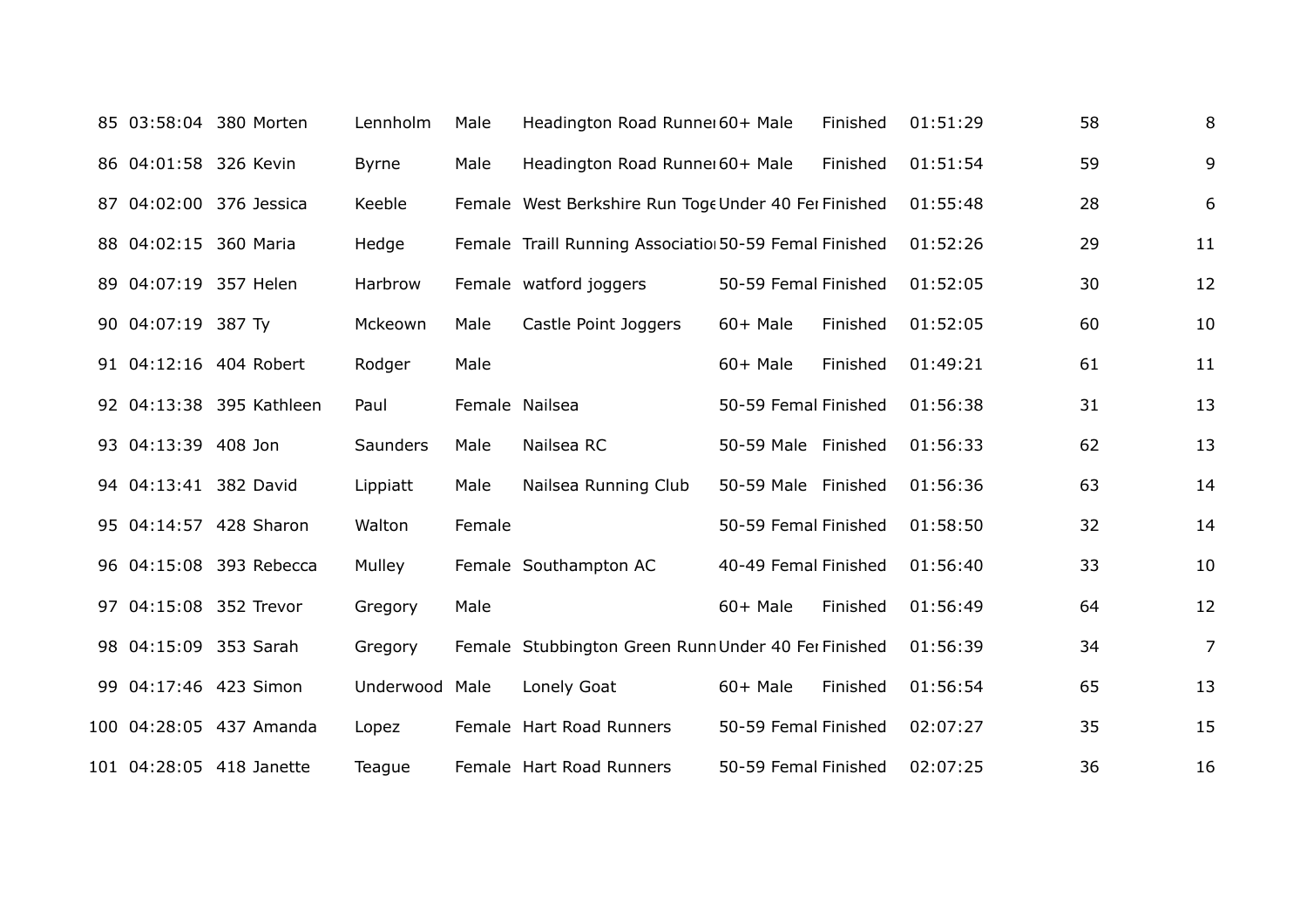| | | | | | | | | | | | |
|---|---|---|---|---|---|---|---|---|---|---|---|
| 85 | 03:58:04 | 380 | Morten | Lennholm | Male | Headington Road Runner | 60+ Male | Finished | 01:51:29 | 58 | 8 |
| 86 | 04:01:58 | 326 | Kevin | Byrne | Male | Headington Road Runner | 60+ Male | Finished | 01:51:54 | 59 | 9 |
| 87 | 04:02:00 | 376 | Jessica | Keeble | Female | West Berkshire Run Toge | Under 40 Fe | Finished | 01:55:48 | 28 | 6 |
| 88 | 04:02:15 | 360 | Maria | Hedge | Female | Traill Running Associatio | 50-59 Femal | Finished | 01:52:26 | 29 | 11 |
| 89 | 04:07:19 | 357 | Helen | Harbrow | Female | watford joggers | 50-59 Femal | Finished | 01:52:05 | 30 | 12 |
| 90 | 04:07:19 | 387 | Ty | Mckeown | Male | Castle Point Joggers | 60+ Male | Finished | 01:52:05 | 60 | 10 |
| 91 | 04:12:16 | 404 | Robert | Rodger | Male | | 60+ Male | Finished | 01:49:21 | 61 | 11 |
| 92 | 04:13:38 | 395 | Kathleen | Paul | Female | Nailsea | 50-59 Femal | Finished | 01:56:38 | 31 | 13 |
| 93 | 04:13:39 | 408 | Jon | Saunders | Male | Nailsea RC | 50-59 Male | Finished | 01:56:33 | 62 | 13 |
| 94 | 04:13:41 | 382 | David | Lippiatt | Male | Nailsea Running Club | 50-59 Male | Finished | 01:56:36 | 63 | 14 |
| 95 | 04:14:57 | 428 | Sharon | Walton | Female | | 50-59 Femal | Finished | 01:58:50 | 32 | 14 |
| 96 | 04:15:08 | 393 | Rebecca | Mulley | Female | Southampton AC | 40-49 Femal | Finished | 01:56:40 | 33 | 10 |
| 97 | 04:15:08 | 352 | Trevor | Gregory | Male | | 60+ Male | Finished | 01:56:49 | 64 | 12 |
| 98 | 04:15:09 | 353 | Sarah | Gregory | Female | Stubbington Green Runn | Under 40 Fe | Finished | 01:56:39 | 34 | 7 |
| 99 | 04:17:46 | 423 | Simon | Underwood | Male | Lonely Goat | 60+ Male | Finished | 01:56:54 | 65 | 13 |
| 100 | 04:28:05 | 437 | Amanda | Lopez | Female | Hart Road Runners | 50-59 Femal | Finished | 02:07:27 | 35 | 15 |
| 101 | 04:28:05 | 418 | Janette | Teague | Female | Hart Road Runners | 50-59 Femal | Finished | 02:07:25 | 36 | 16 |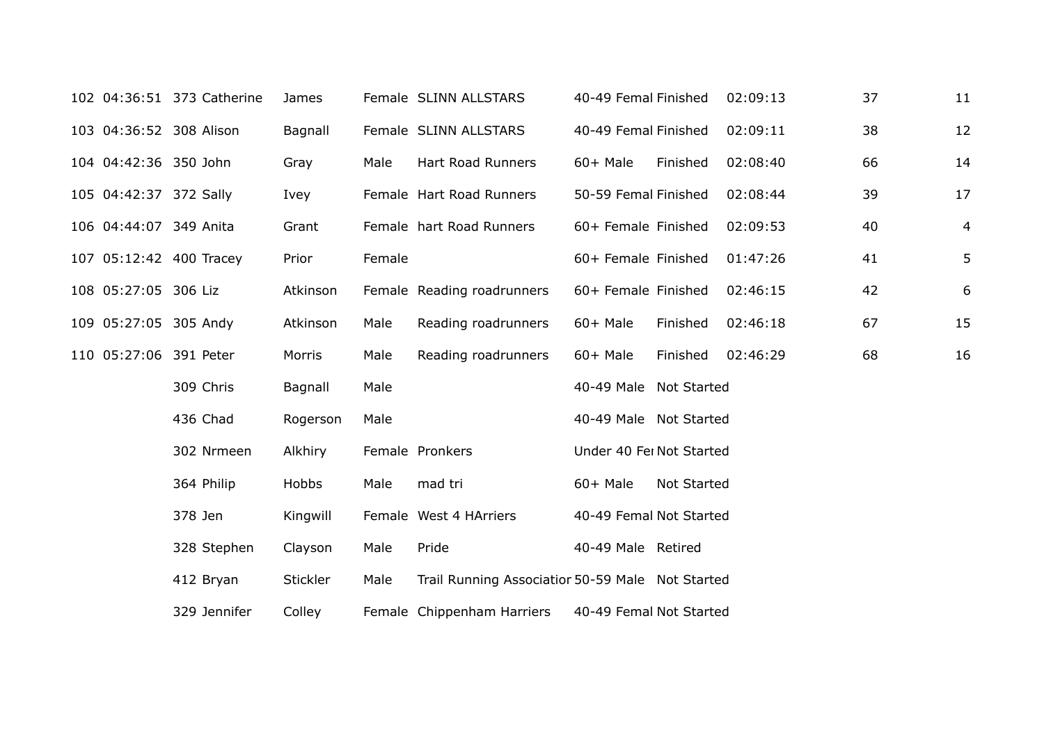| | | | | | | | | | | | |
|---|---|---|---|---|---|---|---|---|---|---|---|
| 102 | 04:36:51 | 373 | Catherine | James | Female | SLINN ALLSTARS | 40-49 Femal | Finished | 02:09:13 | 37 | 11 |
| 103 | 04:36:52 | 308 | Alison | Bagnall | Female | SLINN ALLSTARS | 40-49 Femal | Finished | 02:09:11 | 38 | 12 |
| 104 | 04:42:36 | 350 | John | Gray | Male | Hart Road Runners | 60+ Male | Finished | 02:08:40 | 66 | 14 |
| 105 | 04:42:37 | 372 | Sally | Ivey | Female | Hart Road Runners | 50-59 Femal | Finished | 02:08:44 | 39 | 17 |
| 106 | 04:44:07 | 349 | Anita | Grant | Female | hart Road Runners | 60+ Female | Finished | 02:09:53 | 40 | 4 |
| 107 | 05:12:42 | 400 | Tracey | Prior | Female | | 60+ Female | Finished | 01:47:26 | 41 | 5 |
| 108 | 05:27:05 | 306 | Liz | Atkinson | Female | Reading roadrunners | 60+ Female | Finished | 02:46:15 | 42 | 6 |
| 109 | 05:27:05 | 305 | Andy | Atkinson | Male | Reading roadrunners | 60+ Male | Finished | 02:46:18 | 67 | 15 |
| 110 | 05:27:06 | 391 | Peter | Morris | Male | Reading roadrunners | 60+ Male | Finished | 02:46:29 | 68 | 16 |
| | | 309 | Chris | Bagnall | Male | | 40-49 Male | Not Started | | | |
| | | 436 | Chad | Rogerson | Male | | 40-49 Male | Not Started | | | |
| | | 302 | Nrmeen | Alkhiry | Female | Pronkers | Under 40 Fe | Not Started | | | |
| | | 364 | Philip | Hobbs | Male | mad tri | 60+ Male | Not Started | | | |
| | | 378 | Jen | Kingwill | Female | West 4 HArriers | 40-49 Femal | Not Started | | | |
| | | 328 | Stephen | Clayson | Male | Pride | 40-49 Male | Retired | | | |
| | | 412 | Bryan | Stickler | Male | Trail Running Associatior | 50-59 Male | Not Started | | | |
| | | 329 | Jennifer | Colley | Female | Chippenham Harriers | 40-49 Femal | Not Started | | | |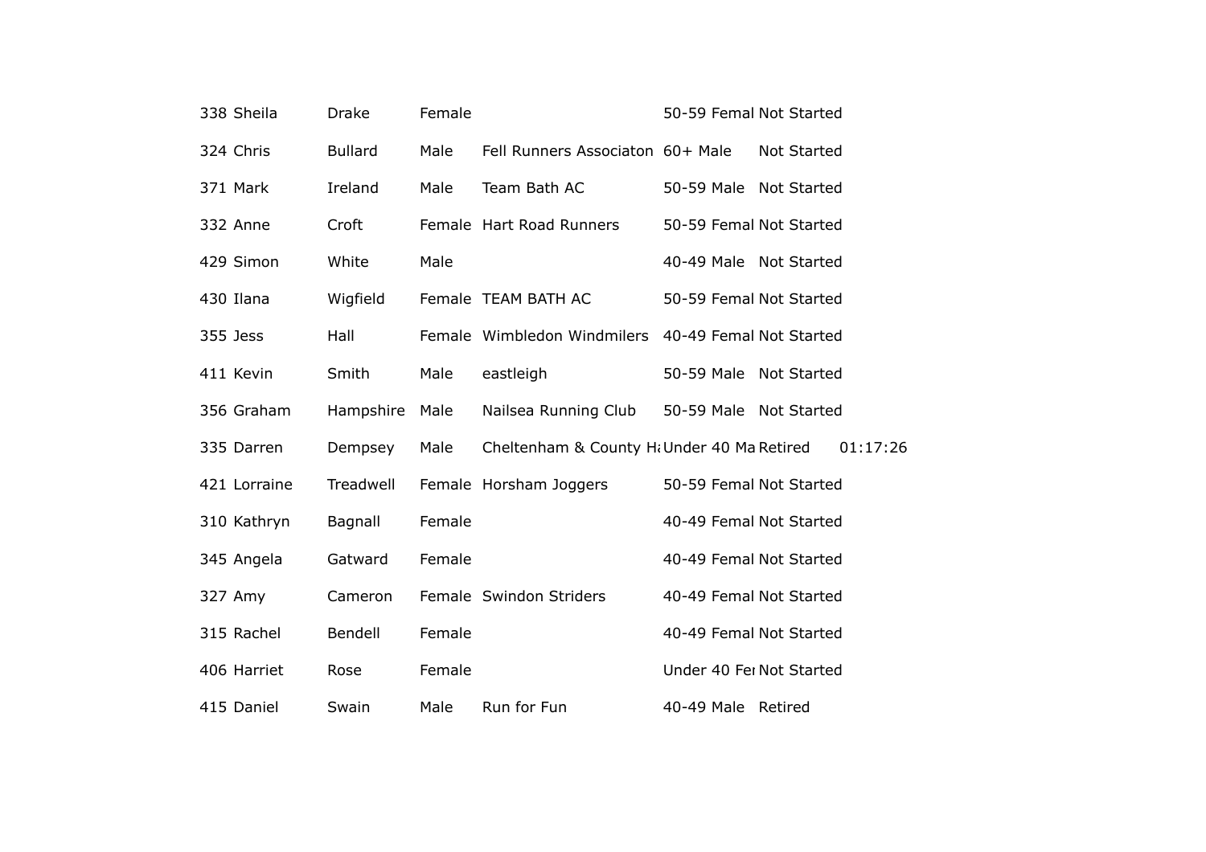| | | | | | | | |
|---|---|---|---|---|---|---|---|
| 338 | Sheila | Drake | Female | | 50-59 Femal | Not Started | |
| 324 | Chris | Bullard | Male | Fell Runners Associaton | 60+ Male | Not Started | |
| 371 | Mark | Ireland | Male | Team Bath AC | 50-59 Male | Not Started | |
| 332 | Anne | Croft | Female | Hart Road Runners | 50-59 Femal | Not Started | |
| 429 | Simon | White | Male | | 40-49 Male | Not Started | |
| 430 | Ilana | Wigfield | Female | TEAM BATH AC | 50-59 Femal | Not Started | |
| 355 | Jess | Hall | Female | Wimbledon Windmilers | 40-49 Femal | Not Started | |
| 411 | Kevin | Smith | Male | eastleigh | 50-59 Male | Not Started | |
| 356 | Graham | Hampshire | Male | Nailsea Running Club | 50-59 Male | Not Started | |
| 335 | Darren | Dempsey | Male | Cheltenham & County Ha | Under 40 Ma | Retired | 01:17:26 |
| 421 | Lorraine | Treadwell | Female | Horsham Joggers | 50-59 Femal | Not Started | |
| 310 | Kathryn | Bagnall | Female | | 40-49 Femal | Not Started | |
| 345 | Angela | Gatward | Female | | 40-49 Femal | Not Started | |
| 327 | Amy | Cameron | Female | Swindon Striders | 40-49 Femal | Not Started | |
| 315 | Rachel | Bendell | Female | | 40-49 Femal | Not Started | |
| 406 | Harriet | Rose | Female | | Under 40 Fer | Not Started | |
| 415 | Daniel | Swain | Male | Run for Fun | 40-49 Male | Retired | |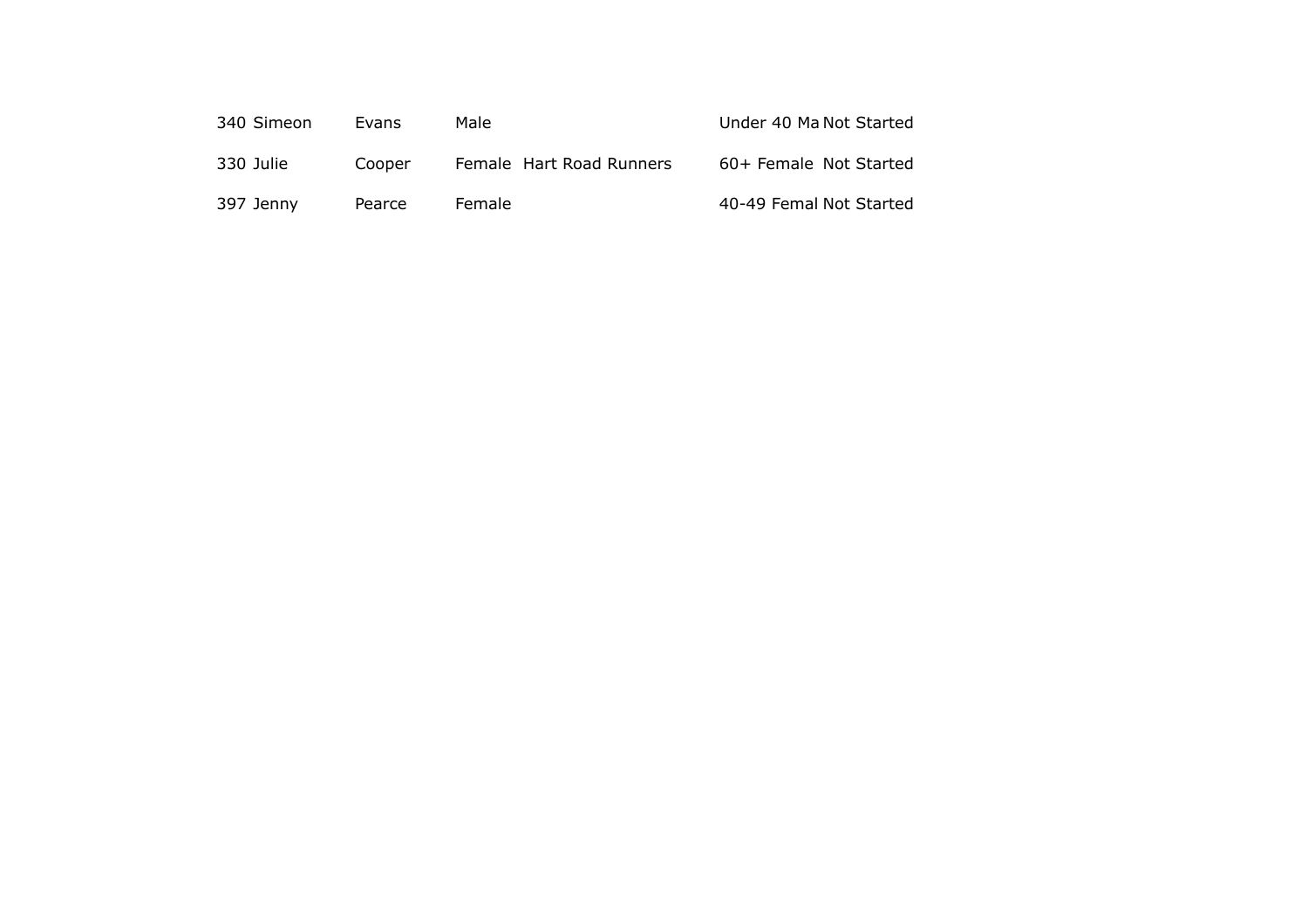| | | | | | | |
|---|---|---|---|---|---|---|
| 340 | Simeon | Evans | Male | | Under 40 Ma | Not Started |
| 330 | Julie | Cooper | Female | Hart Road Runners | 60+ Female | Not Started |
| 397 | Jenny | Pearce | Female | | 40-49 Femal | Not Started |